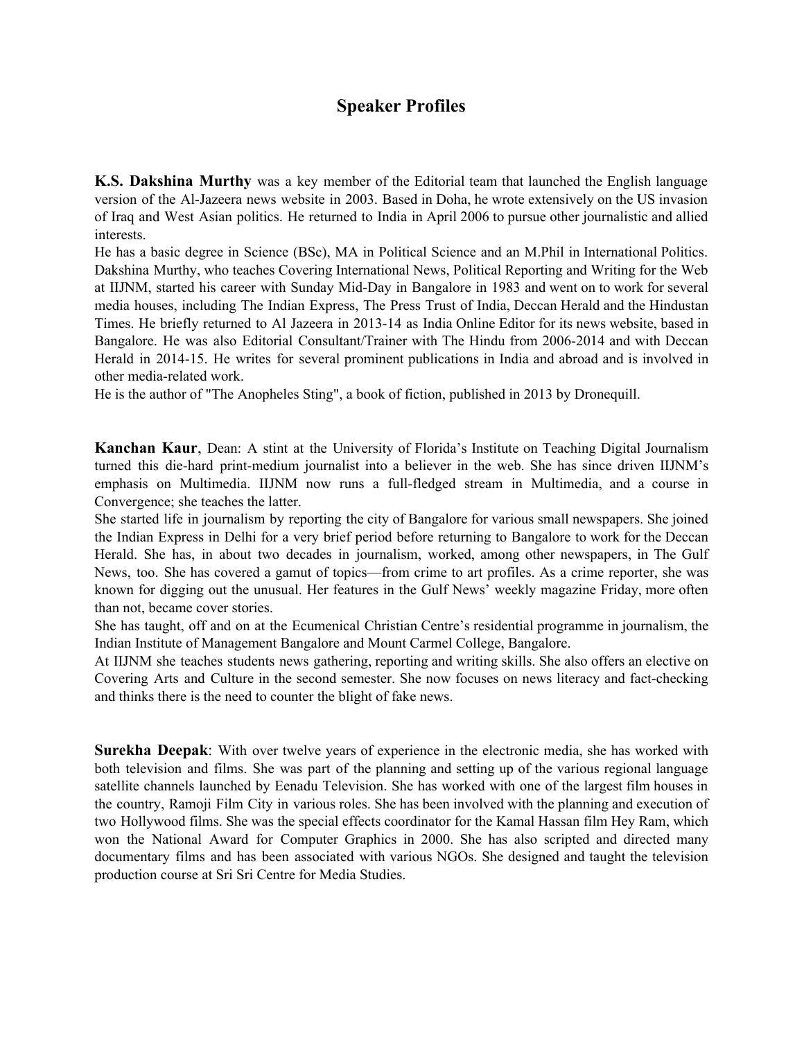# Speaker Profiles

**K.S. Dakshina Murthy** was a key member of the Editorial team that launched the English language version of the Al-Jazeera news website in 2003. Based in Doha, he wrote extensively on the US invasion of Iraq and West Asian politics. He returned to India in April 2006 to pursue other journalistic and allied interests.
He has a basic degree in Science (BSc), MA in Political Science and an M.Phil in International Politics. Dakshina Murthy, who teaches Covering International News, Political Reporting and Writing for the Web at IIJNM, started his career with Sunday Mid-Day in Bangalore in 1983 and went on to work for several media houses, including The Indian Express, The Press Trust of India, Deccan Herald and the Hindustan Times. He briefly returned to Al Jazeera in 2013-14 as India Online Editor for its news website, based in Bangalore. He was also Editorial Consultant/Trainer with The Hindu from 2006-2014 and with Deccan Herald in 2014-15. He writes for several prominent publications in India and abroad and is involved in other media-related work.
He is the author of "The Anopheles Sting", a book of fiction, published in 2013 by Dronequill.

**Kanchan Kaur**, Dean: A stint at the University of Florida's Institute on Teaching Digital Journalism turned this die-hard print-medium journalist into a believer in the web. She has since driven IIJNM's emphasis on Multimedia. IIJNM now runs a full-fledged stream in Multimedia, and a course in Convergence; she teaches the latter.
She started life in journalism by reporting the city of Bangalore for various small newspapers. She joined the Indian Express in Delhi for a very brief period before returning to Bangalore to work for the Deccan Herald. She has, in about two decades in journalism, worked, among other newspapers, in The Gulf News, too. She has covered a gamut of topics—from crime to art profiles. As a crime reporter, she was known for digging out the unusual. Her features in the Gulf News' weekly magazine Friday, more often than not, became cover stories.
She has taught, off and on at the Ecumenical Christian Centre's residential programme in journalism, the Indian Institute of Management Bangalore and Mount Carmel College, Bangalore.
At IIJNM she teaches students news gathering, reporting and writing skills. She also offers an elective on Covering Arts and Culture in the second semester. She now focuses on news literacy and fact-checking and thinks there is the need to counter the blight of fake news.

**Surekha Deepak**: With over twelve years of experience in the electronic media, she has worked with both television and films. She was part of the planning and setting up of the various regional language satellite channels launched by Eenadu Television. She has worked with one of the largest film houses in the country, Ramoji Film City in various roles. She has been involved with the planning and execution of two Hollywood films. She was the special effects coordinator for the Kamal Hassan film Hey Ram, which won the National Award for Computer Graphics in 2000. She has also scripted and directed many documentary films and has been associated with various NGOs. She designed and taught the television production course at Sri Sri Centre for Media Studies.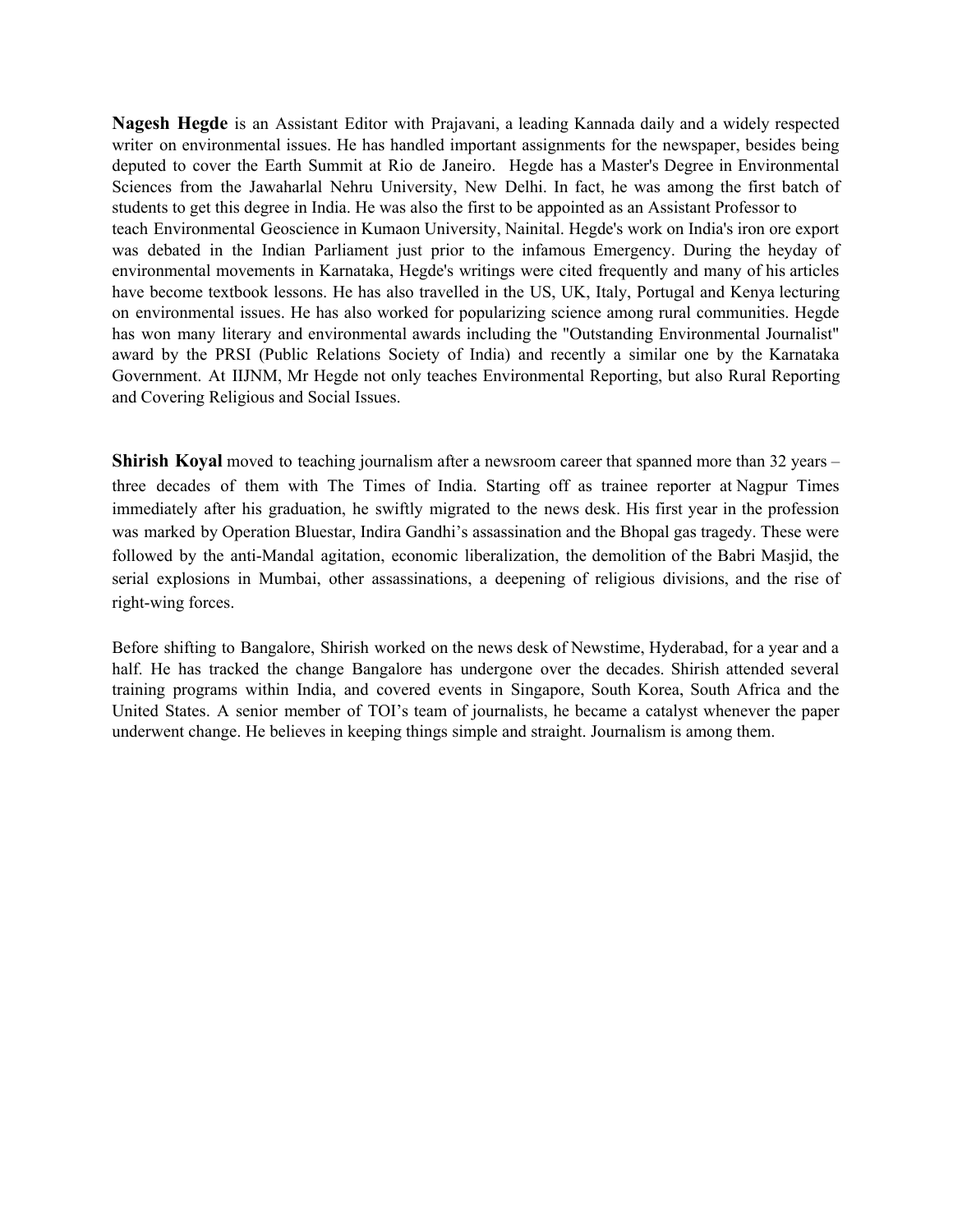**Nagesh Hegde** is an Assistant Editor with Prajavani, a leading Kannada daily and a widely respected writer on environmental issues. He has handled important assignments for the newspaper, besides being deputed to cover the Earth Summit at Rio de Janeiro. Hegde has a Master's Degree in Environmental Sciences from the Jawaharlal Nehru University, New Delhi. In fact, he was among the first batch of students to get this degree in India. He was also the first to be appointed as an Assistant Professor to teach Environmental Geoscience in Kumaon University, Nainital. Hegde's work on India's iron ore export was debated in the Indian Parliament just prior to the infamous Emergency. During the heyday of environmental movements in Karnataka, Hegde's writings were cited frequently and many of his articles have become textbook lessons. He has also travelled in the US, UK, Italy, Portugal and Kenya lecturing on environmental issues. He has also worked for popularizing science among rural communities. Hegde has won many literary and environmental awards including the "Outstanding Environmental Journalist" award by the PRSI (Public Relations Society of India) and recently a similar one by the Karnataka Government. At IIJNM, Mr Hegde not only teaches Environmental Reporting, but also Rural Reporting and Covering Religious and Social Issues.

**Shirish Koyal** moved to teaching journalism after a newsroom career that spanned more than 32 years – three decades of them with The Times of India. Starting off as trainee reporter at Nagpur Times immediately after his graduation, he swiftly migrated to the news desk. His first year in the profession was marked by Operation Bluestar, Indira Gandhi's assassination and the Bhopal gas tragedy. These were followed by the anti-Mandal agitation, economic liberalization, the demolition of the Babri Masjid, the serial explosions in Mumbai, other assassinations, a deepening of religious divisions, and the rise of right-wing forces.

Before shifting to Bangalore, Shirish worked on the news desk of Newstime, Hyderabad, for a year and a half. He has tracked the change Bangalore has undergone over the decades. Shirish attended several training programs within India, and covered events in Singapore, South Korea, South Africa and the United States. A senior member of TOI's team of journalists, he became a catalyst whenever the paper underwent change. He believes in keeping things simple and straight. Journalism is among them.